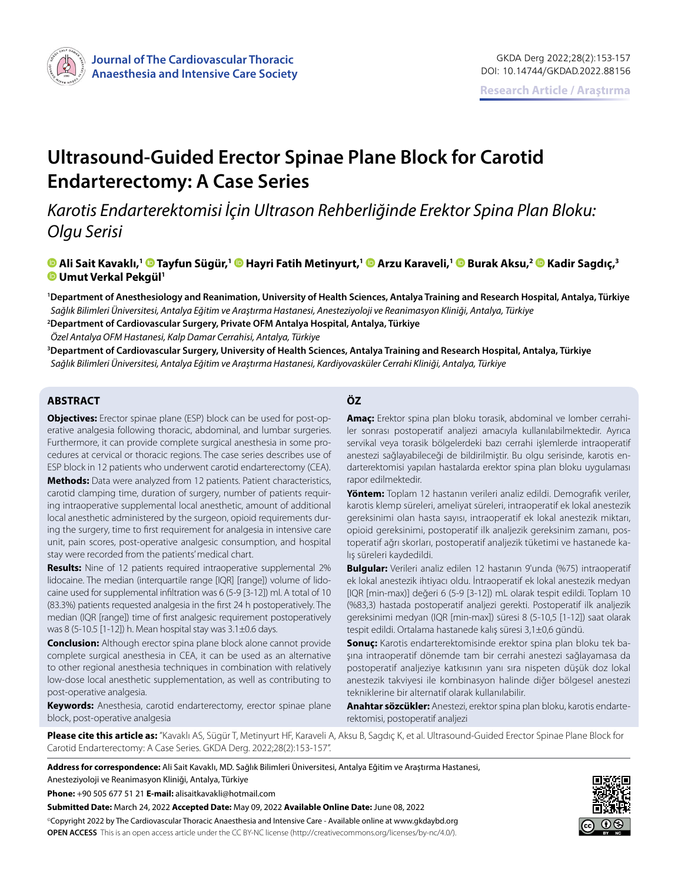Research Article / Araştırma

# Ultrasound-Guided Erector Spinae Plane Block for Carotid Endarterectomy: A Case Series

*Karotis Endarterektomisi İçin Ultrason Rehberliğinde Erektor Spina Plan Bloku: Olgu Serisi*

**Ali Sait Kavaklı,[1] Tayfun Sügür,[1] Hayri Fatih Metinyurt,[1] Arzu Karaveli,[1] Burak Aksu,[2] Kadir Sagdıç,[3] Umut Verkal Pekgül[1]**

[1]**Department of Anesthesiology and Reanimation, University of Health Sciences, Antalya Training and Research Hospital, Antalya, Türkiye**
*Sağlık Bilimleri Üniversitesi, Antalya Eğitim ve Araştırma Hastanesi, Anesteziyoloji ve Reanimasyon Kliniği, Antalya, Türkiye*

[2]**Department of Cardiovascular Surgery, Private OFM Antalya Hospital, Antalya, Türkiye**
*Özel Antalya OFM Hastanesi, Kalp Damar Cerrahisi, Antalya, Türkiye*

[3]**Department of Cardiovascular Surgery, University of Health Sciences, Antalya Training and Research Hospital, Antalya, Türkiye**
*Sağlık Bilimleri Üniversitesi, Antalya Eğitim ve Araştırma Hastanesi, Kardiyovasküler Cerrahi Kliniği, Antalya, Türkiye*

## ABSTRACT

**Objectives:** Erector spinae plane (ESP) block can be used for post-operative analgesia following thoracic, abdominal, and lumbar surgeries. Furthermore, it can provide complete surgical anesthesia in some procedures at cervical or thoracic regions. The case series describes use of ESP block in 12 patients who underwent carotid endarterectomy (CEA).

**Methods:** Data were analyzed from 12 patients. Patient characteristics, carotid clamping time, duration of surgery, number of patients requiring intraoperative supplemental local anesthetic, amount of additional local anesthetic administered by the surgeon, opioid requirements during the surgery, time to first requirement for analgesia in intensive care unit, pain scores, post-operative analgesic consumption, and hospital stay were recorded from the patients' medical chart.

**Results:** Nine of 12 patients required intraoperative supplemental 2% lidocaine. The median (interquartile range [IQR] [range]) volume of lidocaine used for supplemental infiltration was 6 (5-9 [3-12]) ml. A total of 10 (83.3%) patients requested analgesia in the first 24 h postoperatively. The median (IQR [range]) time of first analgesic requirement postoperatively was 8 (5-10.5 [1-12]) h. Mean hospital stay was 3.1±0.6 days.

**Conclusion:** Although erector spina plane block alone cannot provide complete surgical anesthesia in CEA, it can be used as an alternative to other regional anesthesia techniques in combination with relatively low-dose local anesthetic supplementation, as well as contributing to post-operative analgesia.

**Keywords:** Anesthesia, carotid endarterectomy, erector spinae plane block, post-operative analgesia

## ÖZ

**Amaç:** Erektor spina plan bloku torasik, abdominal ve lomber cerrahiler sonrası postoperatif analjezi amacıyla kullanılabilmektedir. Ayrıca servikal veya torasik bölgelerdeki bazı cerrahi işlemlerde intraoperatif anestezi sağlayabileceği de bildirilmiştir. Bu olgu serisinde, karotis endarterektomisi yapılan hastalarda erektor spina plan bloku uygulaması rapor edilmektedir.

**Yöntem:** Toplam 12 hastanın verileri analiz edildi. Demografik veriler, karotis klemp süreleri, ameliyat süreleri, intraoperatif ek lokal anestezik gereksinimi olan hasta sayısı, intraoperatif ek lokal anestezik miktarı, opioid gereksinimi, postoperatif ilk analjezik gereksinim zamanı, postoperatif ağrı skorları, postoperatif analjezik tüketimi ve hastanede kalış süreleri kaydedildi.

**Bulgular:** Verileri analiz edilen 12 hastanın 9'unda (%75) intraoperatif ek lokal anestezik ihtiyacı oldu. İntraoperatif ek lokal anestezik medyan [IQR [min-max)] değeri 6 (5-9 [3-12]) mL olarak tespit edildi. Toplam 10 (%83,3) hastada postoperatif analjezi gerekti. Postoperatif ilk analjezik gereksinimi medyan (IQR [min-max]) süresi 8 (5-10,5 [1-12]) saat olarak tespit edildi. Ortalama hastanede kalış süresi 3,1±0,6 gündü.

**Sonuç:** Karotis endarterektomisinde erektor spina plan bloku tek başına intraoperatif dönemde tam bir cerrahi anestezi sağlayamasa da postoperatif analjeziye katkısının yanı sıra nispeten düşük doz lokal anestezik takviyesi ile kombinasyonu halinde diğer bölgesel anestezi tekniklerine bir alternatif olarak kullanılabilir.

**Anahtar sözcükler:** Anestezi, erektor spina plan bloku, karotis endarterektomisi, postoperatif analjezi

**Please cite this article as:** "Kavaklı AS, Sügür T, Metinyurt HF, Karaveli A, Aksu B, Sagdıç K, et al. Ultrasound-Guided Erector Spinae Plane Block for Carotid Endarterectomy: A Case Series. GKDA Derg. 2022;28(2):153-157".

**Address for correspondence:** Ali Sait Kavaklı, MD. Sağlık Bilimleri Üniversitesi, Antalya Eğitim ve Araştırma Hastanesi, Anesteziyoloji ve Reanimasyon Kliniği, Antalya, Türkiye

**Phone:** +90 505 677 51 21 **E-mail:** alisaitkavakli@hotmail.com

**Submitted Date:** March 24, 2022 **Accepted Date:** May 09, 2022 **Available Online Date:** June 08, 2022

©Copyright 2022 by The Cardiovascular Thoracic Anaesthesia and Intensive Care - Available online at www.gkdaybd.org

**OPEN ACCESS** This is an open access article under the CC BY-NC license (http://creativecommons.org/licenses/by-nc/4.0/).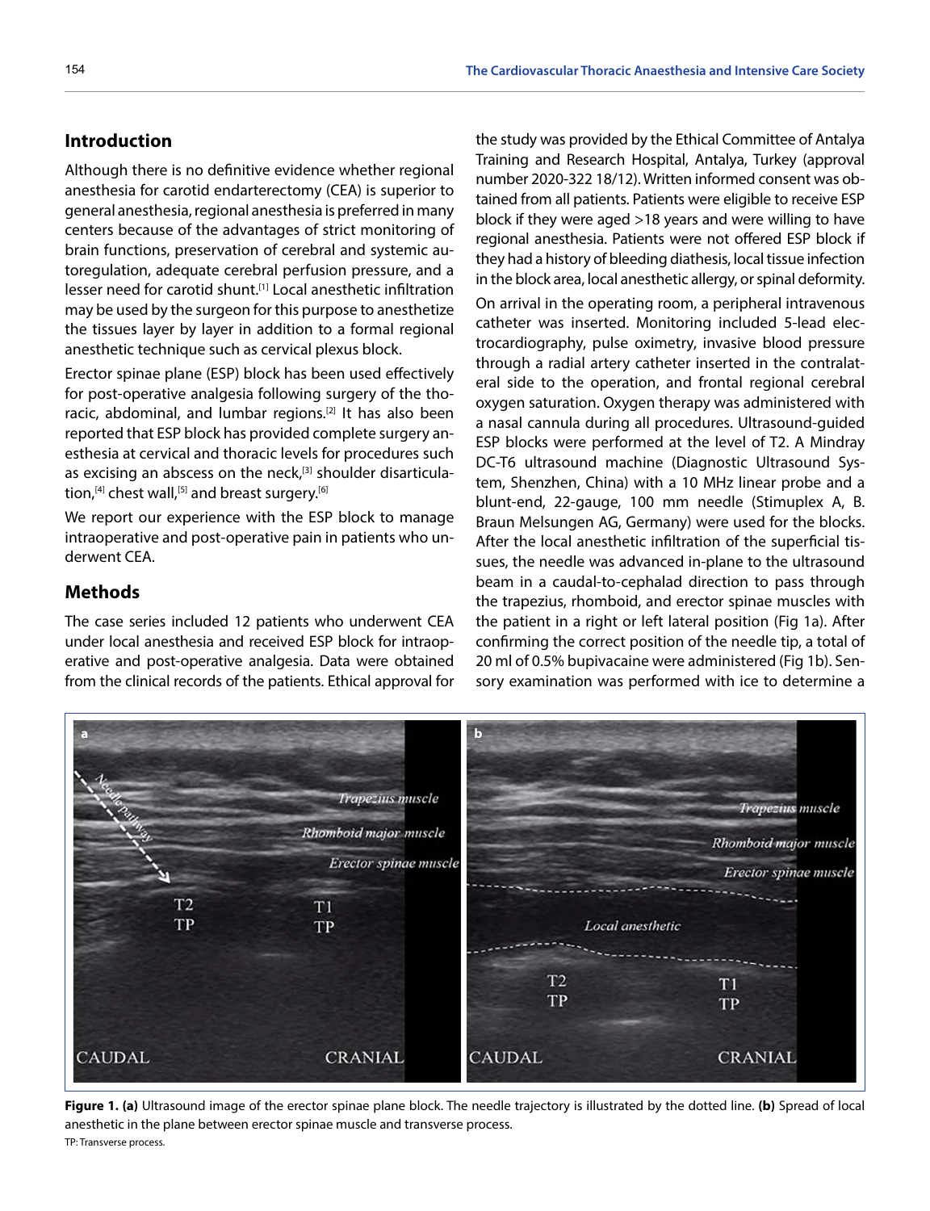## Introduction

Although there is no definitive evidence whether regional anesthesia for carotid endarterectomy (CEA) is superior to general anesthesia, regional anesthesia is preferred in many centers because of the advantages of strict monitoring of brain functions, preservation of cerebral and systemic autoregulation, adequate cerebral perfusion pressure, and a lesser need for carotid shunt.[1] Local anesthetic infiltration may be used by the surgeon for this purpose to anesthetize the tissues layer by layer in addition to a formal regional anesthetic technique such as cervical plexus block.

Erector spinae plane (ESP) block has been used effectively for post-operative analgesia following surgery of the thoracic, abdominal, and lumbar regions.[2] It has also been reported that ESP block has provided complete surgery anesthesia at cervical and thoracic levels for procedures such as excising an abscess on the neck,[3] shoulder disarticulation,[4] chest wall,[5] and breast surgery.[6]

We report our experience with the ESP block to manage intraoperative and post-operative pain in patients who underwent CEA.

## Methods

The case series included 12 patients who underwent CEA under local anesthesia and received ESP block for intraoperative and post-operative analgesia. Data were obtained from the clinical records of the patients. Ethical approval for the study was provided by the Ethical Committee of Antalya Training and Research Hospital, Antalya, Turkey (approval number 2020-322 18/12). Written informed consent was obtained from all patients. Patients were eligible to receive ESP block if they were aged >18 years and were willing to have regional anesthesia. Patients were not offered ESP block if they had a history of bleeding diathesis, local tissue infection in the block area, local anesthetic allergy, or spinal deformity.

On arrival in the operating room, a peripheral intravenous catheter was inserted. Monitoring included 5-lead electrocardiography, pulse oximetry, invasive blood pressure through a radial artery catheter inserted in the contralateral side to the operation, and frontal regional cerebral oxygen saturation. Oxygen therapy was administered with a nasal cannula during all procedures. Ultrasound-guided ESP blocks were performed at the level of T2. A Mindray DC-T6 ultrasound machine (Diagnostic Ultrasound System, Shenzhen, China) with a 10 MHz linear probe and a blunt-end, 22-gauge, 100 mm needle (Stimuplex A, B. Braun Melsungen AG, Germany) were used for the blocks. After the local anesthetic infiltration of the superficial tissues, the needle was advanced in-plane to the ultrasound beam in a caudal-to-cephalad direction to pass through the trapezius, rhomboid, and erector spinae muscles with the patient in a right or left lateral position (Fig 1a). After confirming the correct position of the needle tip, a total of 20 ml of 0.5% bupivacaine were administered (Fig 1b). Sensory examination was performed with ice to determine a

**Figure 1. (a)** Ultrasound image of the erector spinae plane block. The needle trajectory is illustrated by the dotted line. **(b)** Spread of local anesthetic in the plane between erector spinae muscle and transverse process.

TP: Transverse process.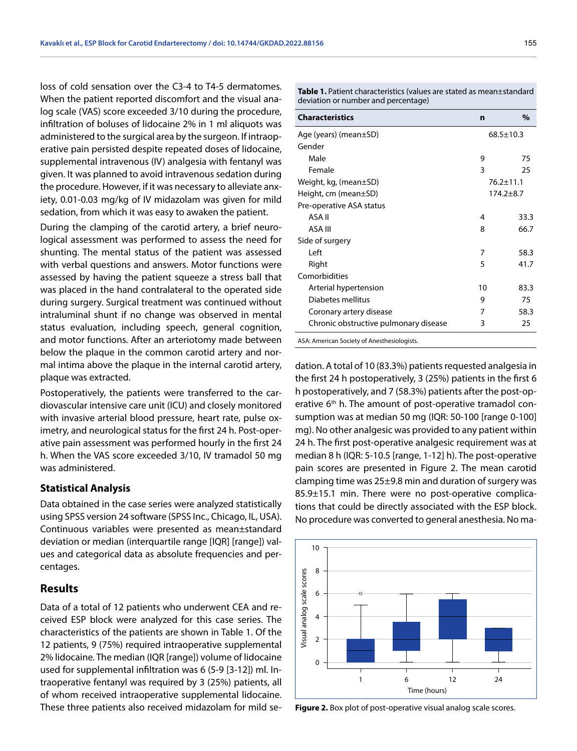loss of cold sensation over the C3-4 to T4-5 dermatomes. When the patient reported discomfort and the visual analog scale (VAS) score exceeded 3/10 during the procedure, infiltration of boluses of lidocaine 2% in 1 ml aliquots was administered to the surgical area by the surgeon. If intraoperative pain persisted despite repeated doses of lidocaine, supplemental intravenous (IV) analgesia with fentanyl was given. It was planned to avoid intravenous sedation during the procedure. However, if it was necessary to alleviate anxiety, 0.01-0.03 mg/kg of IV midazolam was given for mild sedation, from which it was easy to awaken the patient.

During the clamping of the carotid artery, a brief neurological assessment was performed to assess the need for shunting. The mental status of the patient was assessed with verbal questions and answers. Motor functions were assessed by having the patient squeeze a stress ball that was placed in the hand contralateral to the operated side during surgery. Surgical treatment was continued without intraluminal shunt if no change was observed in mental status evaluation, including speech, general cognition, and motor functions. After an arteriotomy made between below the plaque in the common carotid artery and normal intima above the plaque in the internal carotid artery, plaque was extracted.

Postoperatively, the patients were transferred to the cardiovascular intensive care unit (ICU) and closely monitored with invasive arterial blood pressure, heart rate, pulse oximetry, and neurological status for the first 24 h. Post-operative pain assessment was performed hourly in the first 24 h. When the VAS score exceeded 3/10, IV tramadol 50 mg was administered.

### Statistical Analysis

Data obtained in the case series were analyzed statistically using SPSS version 24 software (SPSS Inc., Chicago, IL, USA). Continuous variables were presented as mean±standard deviation or median (interquartile range [IQR] [range]) values and categorical data as absolute frequencies and percentages.

## Results

Data of a total of 12 patients who underwent CEA and received ESP block were analyzed for this case series. The characteristics of the patients are shown in Table 1. Of the 12 patients, 9 (75%) required intraoperative supplemental 2% lidocaine. The median (IQR [range]) volume of lidocaine used for supplemental infiltration was 6 (5-9 [3-12]) ml. Intraoperative fentanyl was required by 3 (25%) patients, all of whom received intraoperative supplemental lidocaine. These three patients also received midazolam for mild sedation. A total of 10 (83.3%) patients requested analgesia in the first 24 h postoperatively, 3 (25%) patients in the first 6 h postoperatively, and 7 (58.3%) patients after the post-operative 6th h. The amount of post-operative tramadol consumption was at median 50 mg (IQR: 50-100 [range 0-100] mg). No other analgesic was provided to any patient within 24 h. The first post-operative analgesic requirement was at median 8 h (IQR: 5-10.5 [range, 1-12] h). The post-operative pain scores are presented in Figure 2. The mean carotid clamping time was 25±9.8 min and duration of surgery was 85.9±15.1 min. There were no post-operative complications that could be directly associated with the ESP block. No procedure was converted to general anesthesia. No ma-

**Table 1.** Patient characteristics (values are stated as mean±standard deviation or number and percentage)

| Characteristics | n | % |
|---|---|---|
| Age (years) (mean±SD) | 68.5±10.3 | |
| Gender | | |
| Male | 9 | 75 |
| Female | 3 | 25 |
| Weight, kg, (mean±SD) | 76.2±11.1 | |
| Height, cm (mean±SD) | 174.2±8.7 | |
| Pre-operative ASA status | | |
| ASA II | 4 | 33.3 |
| ASA III | 8 | 66.7 |
| Side of surgery | | |
| Left | 7 | 58.3 |
| Right | 5 | 41.7 |
| Comorbidities | | |
| Arterial hypertension | 10 | 83.3 |
| Diabetes mellitus | 9 | 75 |
| Coronary artery disease | 7 | 58.3 |
| Chronic obstructive pulmonary disease | 3 | 25 |

ASA: American Society of Anesthesiologists.

**Figure 2.** Box plot of post-operative visual analog scale scores.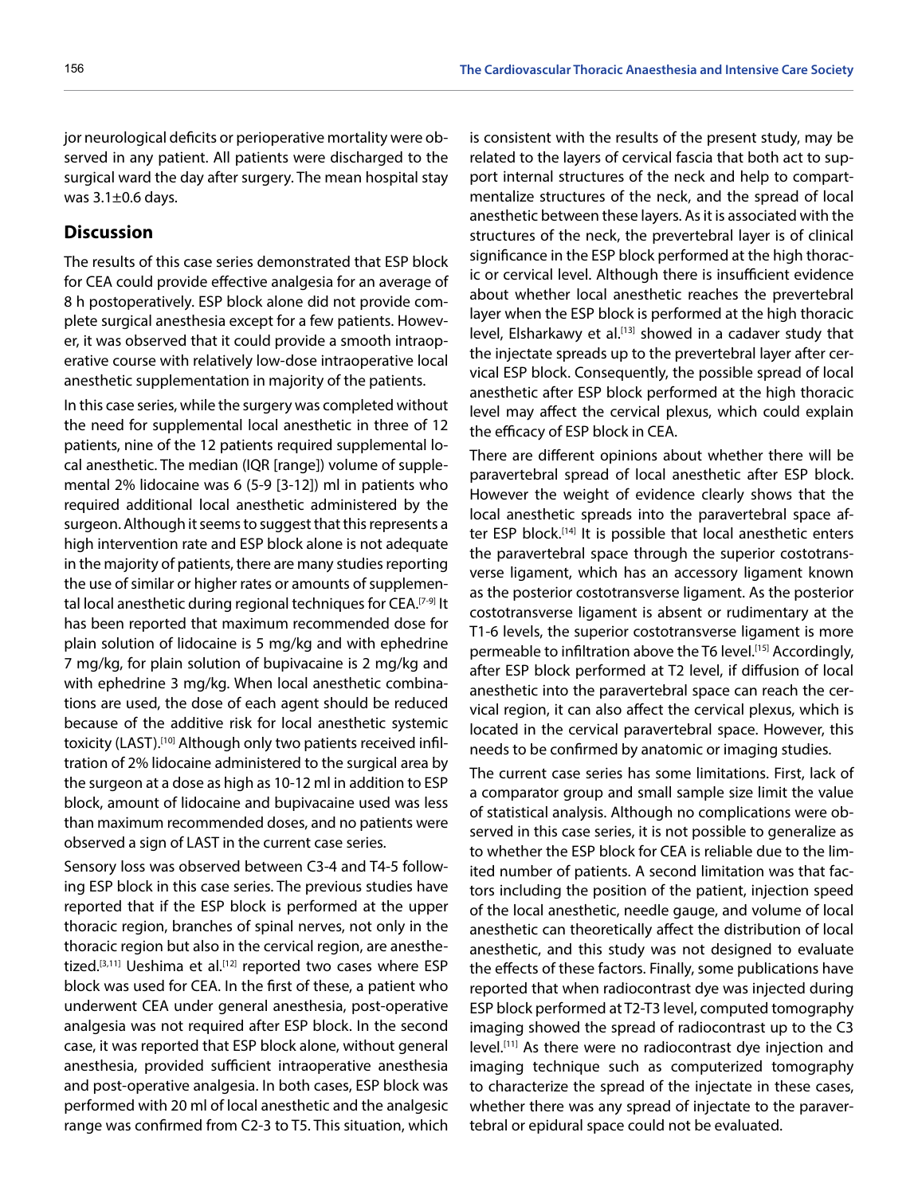jor neurological deficits or perioperative mortality were observed in any patient. All patients were discharged to the surgical ward the day after surgery. The mean hospital stay was 3.1±0.6 days.

## Discussion

The results of this case series demonstrated that ESP block for CEA could provide effective analgesia for an average of 8 h postoperatively. ESP block alone did not provide complete surgical anesthesia except for a few patients. However, it was observed that it could provide a smooth intraoperative course with relatively low-dose intraoperative local anesthetic supplementation in majority of the patients.

In this case series, while the surgery was completed without the need for supplemental local anesthetic in three of 12 patients, nine of the 12 patients required supplemental local anesthetic. The median (IQR [range]) volume of supplemental 2% lidocaine was 6 (5-9 [3-12]) ml in patients who required additional local anesthetic administered by the surgeon. Although it seems to suggest that this represents a high intervention rate and ESP block alone is not adequate in the majority of patients, there are many studies reporting the use of similar or higher rates or amounts of supplemental local anesthetic during regional techniques for CEA.[7-9] It has been reported that maximum recommended dose for plain solution of lidocaine is 5 mg/kg and with ephedrine 7 mg/kg, for plain solution of bupivacaine is 2 mg/kg and with ephedrine 3 mg/kg. When local anesthetic combinations are used, the dose of each agent should be reduced because of the additive risk for local anesthetic systemic toxicity (LAST).[10] Although only two patients received infiltration of 2% lidocaine administered to the surgical area by the surgeon at a dose as high as 10-12 ml in addition to ESP block, amount of lidocaine and bupivacaine used was less than maximum recommended doses, and no patients were observed a sign of LAST in the current case series.

Sensory loss was observed between C3-4 and T4-5 following ESP block in this case series. The previous studies have reported that if the ESP block is performed at the upper thoracic region, branches of spinal nerves, not only in the thoracic region but also in the cervical region, are anesthetized.[3,11] Ueshima et al.[12] reported two cases where ESP block was used for CEA. In the first of these, a patient who underwent CEA under general anesthesia, post-operative analgesia was not required after ESP block. In the second case, it was reported that ESP block alone, without general anesthesia, provided sufficient intraoperative anesthesia and post-operative analgesia. In both cases, ESP block was performed with 20 ml of local anesthetic and the analgesic range was confirmed from C2-3 to T5. This situation, which is consistent with the results of the present study, may be related to the layers of cervical fascia that both act to support internal structures of the neck and help to compartmentalize structures of the neck, and the spread of local anesthetic between these layers. As it is associated with the structures of the neck, the prevertebral layer is of clinical significance in the ESP block performed at the high thoracic or cervical level. Although there is insufficient evidence about whether local anesthetic reaches the prevertebral layer when the ESP block is performed at the high thoracic level, Elsharkawy et al.[13] showed in a cadaver study that the injectate spreads up to the prevertebral layer after cervical ESP block. Consequently, the possible spread of local anesthetic after ESP block performed at the high thoracic level may affect the cervical plexus, which could explain the efficacy of ESP block in CEA.

There are different opinions about whether there will be paravertebral spread of local anesthetic after ESP block. However the weight of evidence clearly shows that the local anesthetic spreads into the paravertebral space after ESP block.[14] It is possible that local anesthetic enters the paravertebral space through the superior costotransverse ligament, which has an accessory ligament known as the posterior costotransverse ligament. As the posterior costotransverse ligament is absent or rudimentary at the T1-6 levels, the superior costotransverse ligament is more permeable to infiltration above the T6 level.[15] Accordingly, after ESP block performed at T2 level, if diffusion of local anesthetic into the paravertebral space can reach the cervical region, it can also affect the cervical plexus, which is located in the cervical paravertebral space. However, this needs to be confirmed by anatomic or imaging studies.

The current case series has some limitations. First, lack of a comparator group and small sample size limit the value of statistical analysis. Although no complications were observed in this case series, it is not possible to generalize as to whether the ESP block for CEA is reliable due to the limited number of patients. A second limitation was that factors including the position of the patient, injection speed of the local anesthetic, needle gauge, and volume of local anesthetic can theoretically affect the distribution of local anesthetic, and this study was not designed to evaluate the effects of these factors. Finally, some publications have reported that when radiocontrast dye was injected during ESP block performed at T2-T3 level, computed tomography imaging showed the spread of radiocontrast up to the C3 level.[11] As there were no radiocontrast dye injection and imaging technique such as computerized tomography to characterize the spread of the injectate in these cases, whether there was any spread of injectate to the paravertebral or epidural space could not be evaluated.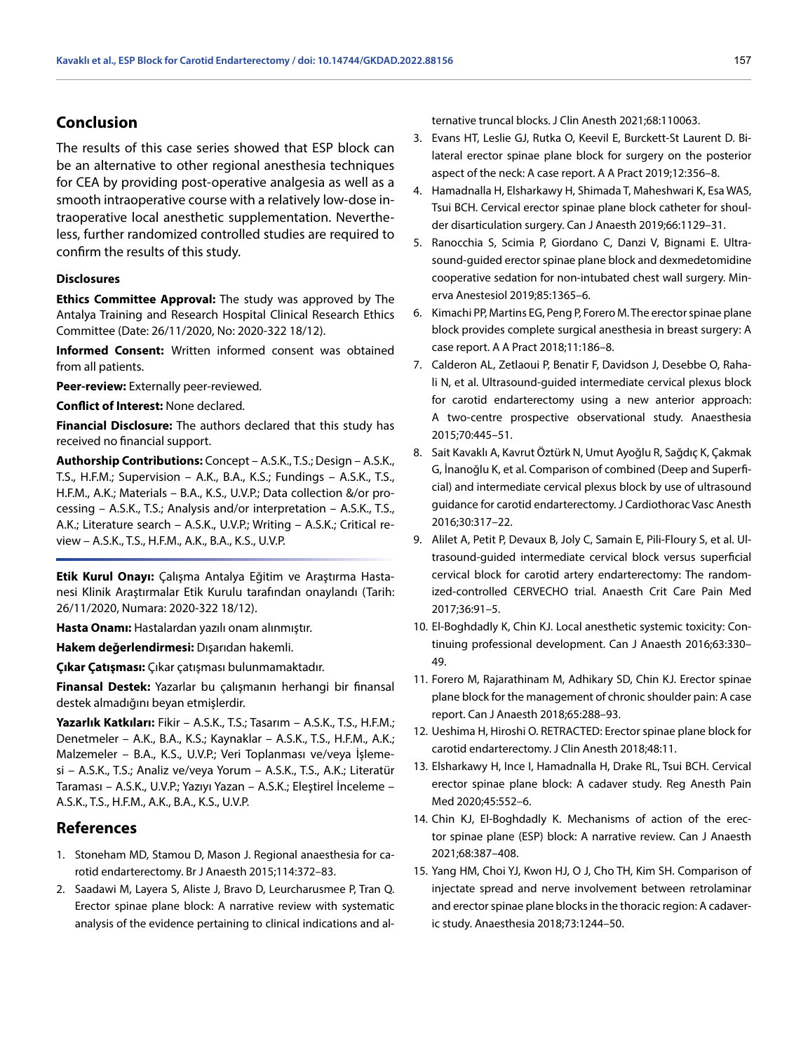## Conclusion

The results of this case series showed that ESP block can be an alternative to other regional anesthesia techniques for CEA by providing post-operative analgesia as well as a smooth intraoperative course with a relatively low-dose intraoperative local anesthetic supplementation. Nevertheless, further randomized controlled studies are required to confirm the results of this study.

### Disclosures

**Ethics Committee Approval:** The study was approved by The Antalya Training and Research Hospital Clinical Research Ethics Committee (Date: 26/11/2020, No: 2020-322 18/12).

**Informed Consent:** Written informed consent was obtained from all patients.

**Peer-review:** Externally peer-reviewed.

**Conflict of Interest:** None declared.

**Financial Disclosure:** The authors declared that this study has received no financial support.

**Authorship Contributions:** Concept – A.S.K., T.S.; Design – A.S.K., T.S., H.F.M.; Supervision – A.K., B.A., K.S.; Fundings – A.S.K., T.S., H.F.M., A.K.; Materials – B.A., K.S., U.V.P.; Data collection &/or processing – A.S.K., T.S.; Analysis and/or interpretation – A.S.K., T.S., A.K.; Literature search – A.S.K., U.V.P.; Writing – A.S.K.; Critical review – A.S.K., T.S., H.F.M., A.K., B.A., K.S., U.V.P.

---

**Etik Kurul Onayı:** Çalışma Antalya Eğitim ve Araştırma Hastanesi Klinik Araştırmalar Etik Kurulu tarafından onaylandı (Tarih: 26/11/2020, Numara: 2020-322 18/12).

**Hasta Onamı:** Hastalardan yazılı onam alınmıştır.

**Hakem değerlendirmesi:** Dışarıdan hakemli.

**Çıkar Çatışması:** Çıkar çatışması bulunmamaktadır.

**Finansal Destek:** Yazarlar bu çalışmanın herhangi bir finansal destek almadığını beyan etmişlerdir.

**Yazarlık Katkıları:** Fikir – A.S.K., T.S.; Tasarım – A.S.K., T.S., H.F.M.; Denetmeler – A.K., B.A., K.S.; Kaynaklar – A.S.K., T.S., H.F.M., A.K.; Malzemeler – B.A., K.S., U.V.P.; Veri Toplanması ve/veya İşlemesi – A.S.K., T.S.; Analiz ve/veya Yorum – A.S.K., T.S., A.K.; Literatür Taraması – A.S.K., U.V.P.; Yazıyı Yazan – A.S.K.; Eleştirel İnceleme – A.S.K., T.S., H.F.M., A.K., B.A., K.S., U.V.P.

## References

1. Stoneham MD, Stamou D, Mason J. Regional anaesthesia for carotid endarterectomy. Br J Anaesth 2015;114:372–83.
2. Saadawi M, Layera S, Aliste J, Bravo D, Leurcharusmee P, Tran Q. Erector spinae plane block: A narrative review with systematic analysis of the evidence pertaining to clinical indications and alternative truncal blocks. J Clin Anesth 2021;68:110063.
3. Evans HT, Leslie GJ, Rutka O, Keevil E, Burckett-St Laurent D. Bilateral erector spinae plane block for surgery on the posterior aspect of the neck: A case report. A A Pract 2019;12:356–8.
4. Hamadnalla H, Elsharkawy H, Shimada T, Maheshwari K, Esa WAS, Tsui BCH. Cervical erector spinae plane block catheter for shoulder disarticulation surgery. Can J Anaesth 2019;66:1129–31.
5. Ranocchia S, Scimia P, Giordano C, Danzi V, Bignami E. Ultrasound-guided erector spinae plane block and dexmedetomidine cooperative sedation for non-intubated chest wall surgery. Minerva Anestesiol 2019;85:1365–6.
6. Kimachi PP, Martins EG, Peng P, Forero M. The erector spinae plane block provides complete surgical anesthesia in breast surgery: A case report. A A Pract 2018;11:186–8.
7. Calderon AL, Zetlaoui P, Benatir F, Davidson J, Desebbe O, Rahali N, et al. Ultrasound-guided intermediate cervical plexus block for carotid endarterectomy using a new anterior approach: A two-centre prospective observational study. Anaesthesia 2015;70:445–51.
8. Sait Kavaklı A, Kavrut Öztürk N, Umut Ayoğlu R, Sağdıç K, Çakmak G, İnanoğlu K, et al. Comparison of combined (Deep and Superficial) and intermediate cervical plexus block by use of ultrasound guidance for carotid endarterectomy. J Cardiothorac Vasc Anesth 2016;30:317–22.
9. Alilet A, Petit P, Devaux B, Joly C, Samain E, Pili-Floury S, et al. Ultrasound-guided intermediate cervical block versus superficial cervical block for carotid artery endarterectomy: The randomized-controlled CERVECHO trial. Anaesth Crit Care Pain Med 2017;36:91–5.
10. El-Boghdadly K, Chin KJ. Local anesthetic systemic toxicity: Continuing professional development. Can J Anaesth 2016;63:330–49.
11. Forero M, Rajarathinam M, Adhikary SD, Chin KJ. Erector spinae plane block for the management of chronic shoulder pain: A case report. Can J Anaesth 2018;65:288–93.
12. Ueshima H, Hiroshi O. RETRACTED: Erector spinae plane block for carotid endarterectomy. J Clin Anesth 2018;48:11.
13. Elsharkawy H, Ince I, Hamadnalla H, Drake RL, Tsui BCH. Cervical erector spinae plane block: A cadaver study. Reg Anesth Pain Med 2020;45:552–6.
14. Chin KJ, El-Boghdadly K. Mechanisms of action of the erector spinae plane (ESP) block: A narrative review. Can J Anaesth 2021;68:387–408.
15. Yang HM, Choi YJ, Kwon HJ, O J, Cho TH, Kim SH. Comparison of injectate spread and nerve involvement between retrolaminar and erector spinae plane blocks in the thoracic region: A cadaveric study. Anaesthesia 2018;73:1244–50.